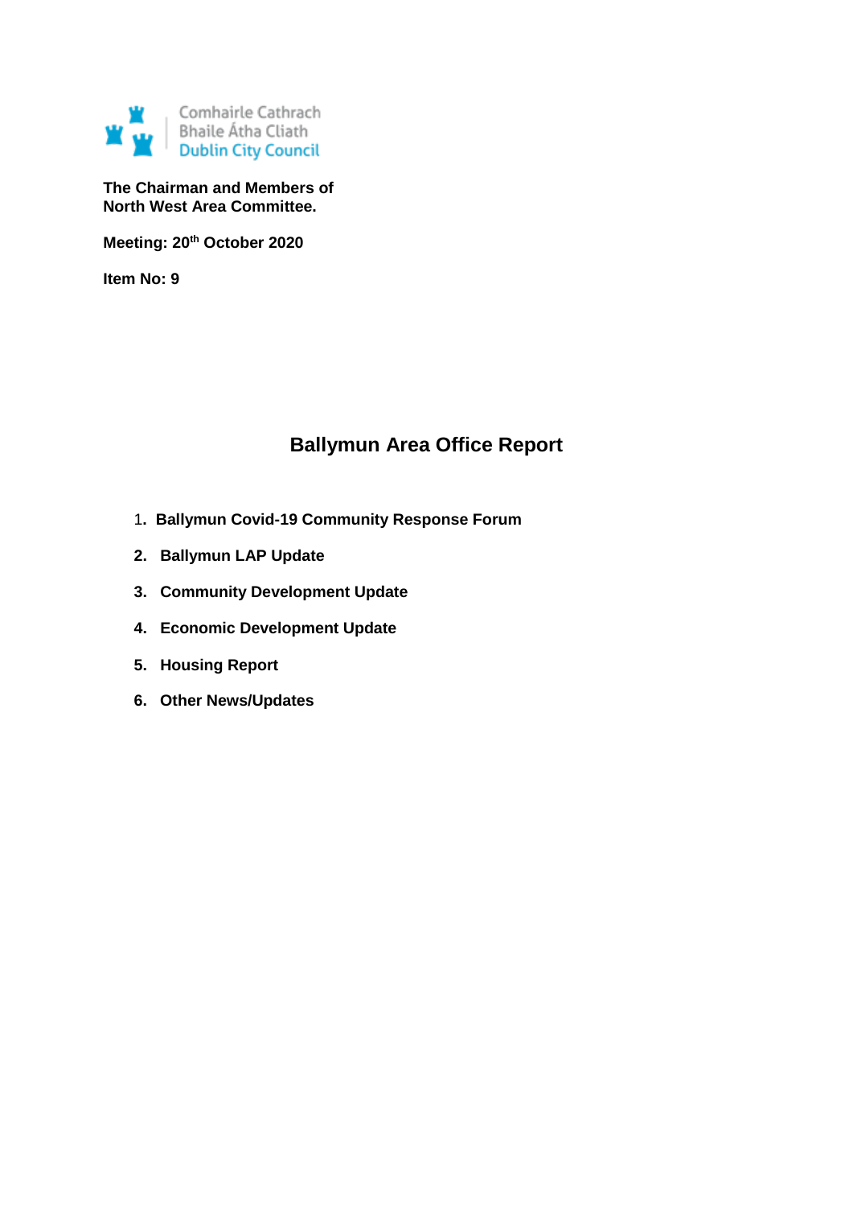Comhairle Cathrach
Bhaile Átha Cliath
Dublin City Council

**The Chairman and Members of**
**North West Area Committee.**

**Meeting: 20th October 2020**

**Item No: 9**

# Ballymun Area Office Report

1. **Ballymun Covid-19 Community Response Forum**
2. **Ballymun LAP Update**
3. **Community Development Update**
4. **Economic Development Update**
5. **Housing Report**
6. **Other News/Updates**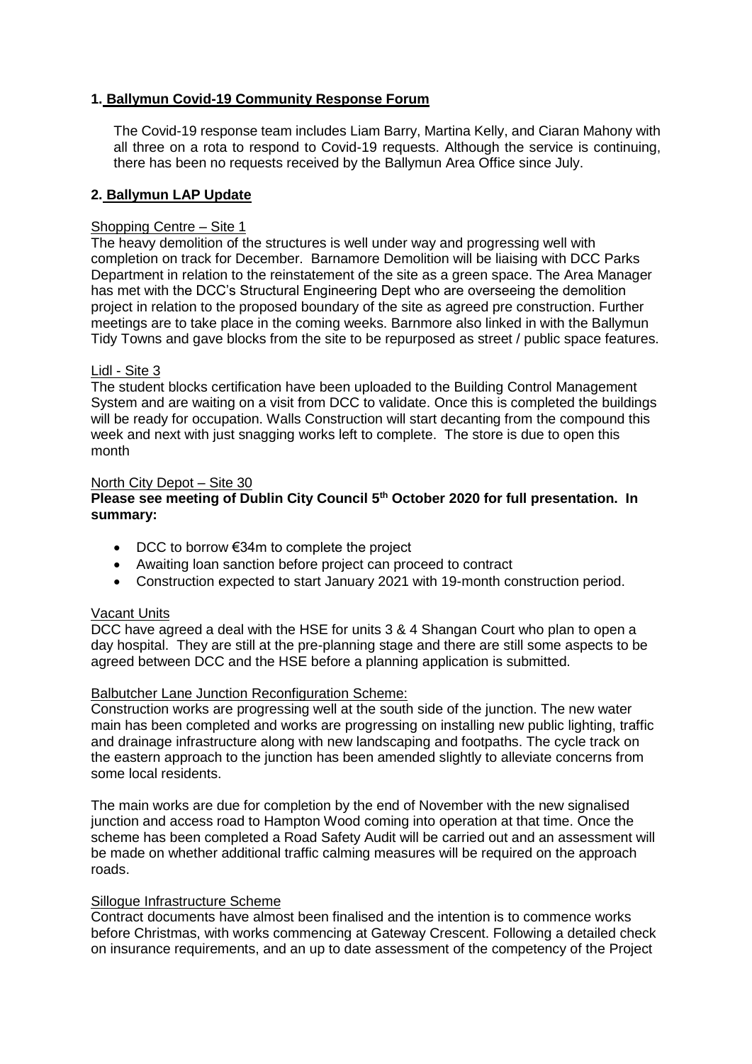## 1. Ballymun Covid-19 Community Response Forum

The Covid-19 response team includes Liam Barry, Martina Kelly, and Ciaran Mahony with all three on a rota to respond to Covid-19 requests. Although the service is continuing, there has been no requests received by the Ballymun Area Office since July.

## 2. Ballymun LAP Update

Shopping Centre – Site 1

The heavy demolition of the structures is well under way and progressing well with completion on track for December. Barnamore Demolition will be liaising with DCC Parks Department in relation to the reinstatement of the site as a green space. The Area Manager has met with the DCC's Structural Engineering Dept who are overseeing the demolition project in relation to the proposed boundary of the site as agreed pre construction. Further meetings are to take place in the coming weeks. Barnmore also linked in with the Ballymun Tidy Towns and gave blocks from the site to be repurposed as street / public space features.

Lidl - Site 3

The student blocks certification have been uploaded to the Building Control Management System and are waiting on a visit from DCC to validate. Once this is completed the buildings will be ready for occupation. Walls Construction will start decanting from the compound this week and next with just snagging works left to complete. The store is due to open this month

North City Depot – Site 30

**Please see meeting of Dublin City Council 5th October 2020 for full presentation. In summary:**

- DCC to borrow €34m to complete the project
- Awaiting loan sanction before project can proceed to contract
- Construction expected to start January 2021 with 19-month construction period.

Vacant Units

DCC have agreed a deal with the HSE for units 3 & 4 Shangan Court who plan to open a day hospital. They are still at the pre-planning stage and there are still some aspects to be agreed between DCC and the HSE before a planning application is submitted.

Balbutcher Lane Junction Reconfiguration Scheme:

Construction works are progressing well at the south side of the junction. The new water main has been completed and works are progressing on installing new public lighting, traffic and drainage infrastructure along with new landscaping and footpaths. The cycle track on the eastern approach to the junction has been amended slightly to alleviate concerns from some local residents.

The main works are due for completion by the end of November with the new signalised junction and access road to Hampton Wood coming into operation at that time. Once the scheme has been completed a Road Safety Audit will be carried out and an assessment will be made on whether additional traffic calming measures will be required on the approach roads.

Sillogue Infrastructure Scheme

Contract documents have almost been finalised and the intention is to commence works before Christmas, with works commencing at Gateway Crescent. Following a detailed check on insurance requirements, and an up to date assessment of the competency of the Project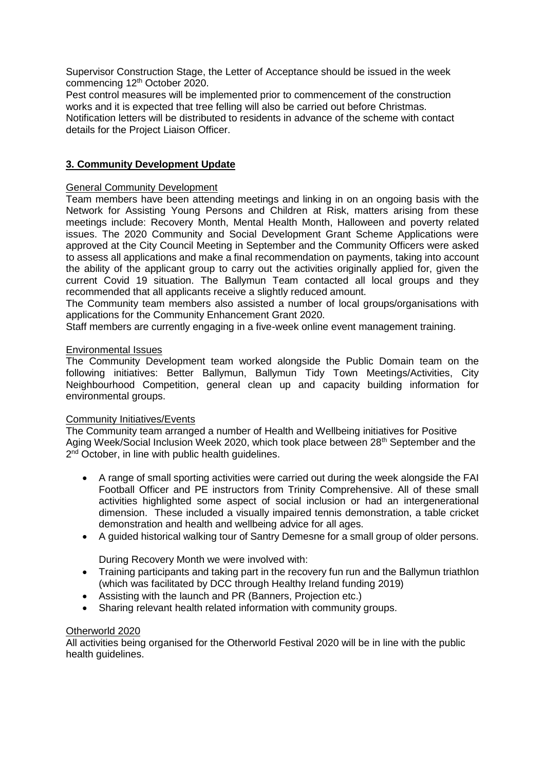Supervisor Construction Stage, the Letter of Acceptance should be issued in the week commencing 12th October 2020.

Pest control measures will be implemented prior to commencement of the construction works and it is expected that tree felling will also be carried out before Christmas.

Notification letters will be distributed to residents in advance of the scheme with contact details for the Project Liaison Officer.

## 3. Community Development Update

General Community Development

Team members have been attending meetings and linking in on an ongoing basis with the Network for Assisting Young Persons and Children at Risk, matters arising from these meetings include: Recovery Month, Mental Health Month, Halloween and poverty related issues. The 2020 Community and Social Development Grant Scheme Applications were approved at the City Council Meeting in September and the Community Officers were asked to assess all applications and make a final recommendation on payments, taking into account the ability of the applicant group to carry out the activities originally applied for, given the current Covid 19 situation. The Ballymun Team contacted all local groups and they recommended that all applicants receive a slightly reduced amount.

The Community team members also assisted a number of local groups/organisations with applications for the Community Enhancement Grant 2020.

Staff members are currently engaging in a five-week online event management training.

Environmental Issues

The Community Development team worked alongside the Public Domain team on the following initiatives: Better Ballymun, Ballymun Tidy Town Meetings/Activities, City Neighbourhood Competition, general clean up and capacity building information for environmental groups.

Community Initiatives/Events

The Community team arranged a number of Health and Wellbeing initiatives for Positive Aging Week/Social Inclusion Week 2020, which took place between 28th September and the 2nd October, in line with public health guidelines.

- A range of small sporting activities were carried out during the week alongside the FAI Football Officer and PE instructors from Trinity Comprehensive. All of these small activities highlighted some aspect of social inclusion or had an intergenerational dimension. These included a visually impaired tennis demonstration, a table cricket demonstration and health and wellbeing advice for all ages.
- A guided historical walking tour of Santry Demesne for a small group of older persons.

During Recovery Month we were involved with:

- Training participants and taking part in the recovery fun run and the Ballymun triathlon (which was facilitated by DCC through Healthy Ireland funding 2019)
- Assisting with the launch and PR (Banners, Projection etc.)
- Sharing relevant health related information with community groups.

Otherworld 2020

All activities being organised for the Otherworld Festival 2020 will be in line with the public health guidelines.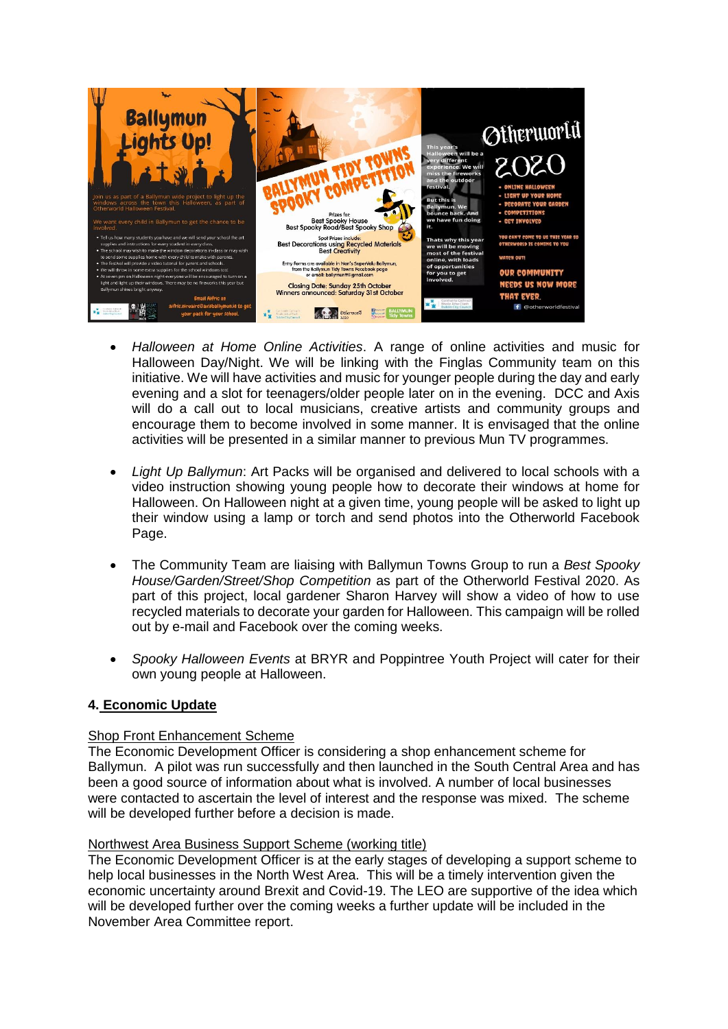- *Halloween at Home Online Activities*. A range of online activities and music for Halloween Day/Night. We will be linking with the Finglas Community team on this initiative. We will have activities and music for younger people during the day and early evening and a slot for teenagers/older people later on in the evening. DCC and Axis will do a call out to local musicians, creative artists and community groups and encourage them to become involved in some manner. It is envisaged that the online activities will be presented in a similar manner to previous Mun TV programmes.

- *Light Up Ballymun*: Art Packs will be organised and delivered to local schools with a video instruction showing young people how to decorate their windows at home for Halloween. On Halloween night at a given time, young people will be asked to light up their window using a lamp or torch and send photos into the Otherworld Facebook Page.

- The Community Team are liaising with Ballymun Towns Group to run a *Best Spooky House/Garden/Street/Shop Competition* as part of the Otherworld Festival 2020. As part of this project, local gardener Sharon Harvey will show a video of how to use recycled materials to decorate your garden for Halloween. This campaign will be rolled out by e-mail and Facebook over the coming weeks.

- *Spooky Halloween Events* at BRYR and Poppintree Youth Project will cater for their own young people at Halloween.

## 4. Economic Update

Shop Front Enhancement Scheme

The Economic Development Officer is considering a shop enhancement scheme for Ballymun. A pilot was run successfully and then launched in the South Central Area and has been a good source of information about what is involved. A number of local businesses were contacted to ascertain the level of interest and the response was mixed. The scheme will be developed further before a decision is made.

Northwest Area Business Support Scheme (working title)

The Economic Development Officer is at the early stages of developing a support scheme to help local businesses in the North West Area. This will be a timely intervention given the economic uncertainty around Brexit and Covid-19. The LEO are supportive of the idea which will be developed further over the coming weeks a further update will be included in the November Area Committee report.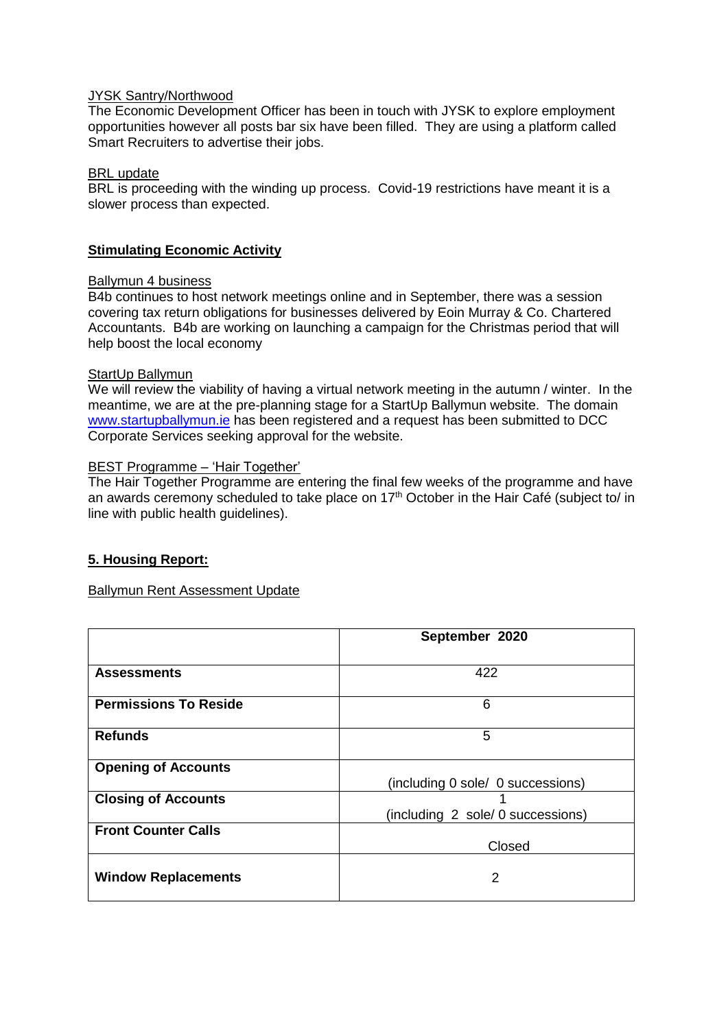JYSK Santry/Northwood

The Economic Development Officer has been in touch with JYSK to explore employment opportunities however all posts bar six have been filled. They are using a platform called Smart Recruiters to advertise their jobs.

BRL update

BRL is proceeding with the winding up process. Covid-19 restrictions have meant it is a slower process than expected.

**Stimulating Economic Activity**

Ballymun 4 business

B4b continues to host network meetings online and in September, there was a session covering tax return obligations for businesses delivered by Eoin Murray & Co. Chartered Accountants. B4b are working on launching a campaign for the Christmas period that will help boost the local economy

StartUp Ballymun

We will review the viability of having a virtual network meeting in the autumn / winter. In the meantime, we are at the pre-planning stage for a StartUp Ballymun website. The domain www.startupballymun.ie has been registered and a request has been submitted to DCC Corporate Services seeking approval for the website.

BEST Programme – 'Hair Together'

The Hair Together Programme are entering the final few weeks of the programme and have an awards ceremony scheduled to take place on 17th October in the Hair Café (subject to/ in line with public health guidelines).

## 5. Housing Report:

Ballymun Rent Assessment Update

| | September 2020 |
|---|---|
| **Assessments** | 422 |
| **Permissions To Reside** | 6 |
| **Refunds** | 5 |
| **Opening of Accounts** | (including 0 sole/ 0 successions) |
| **Closing of Accounts** | 1 (including 2 sole/ 0 successions) |
| **Front Counter Calls** | Closed |
| **Window Replacements** | 2 |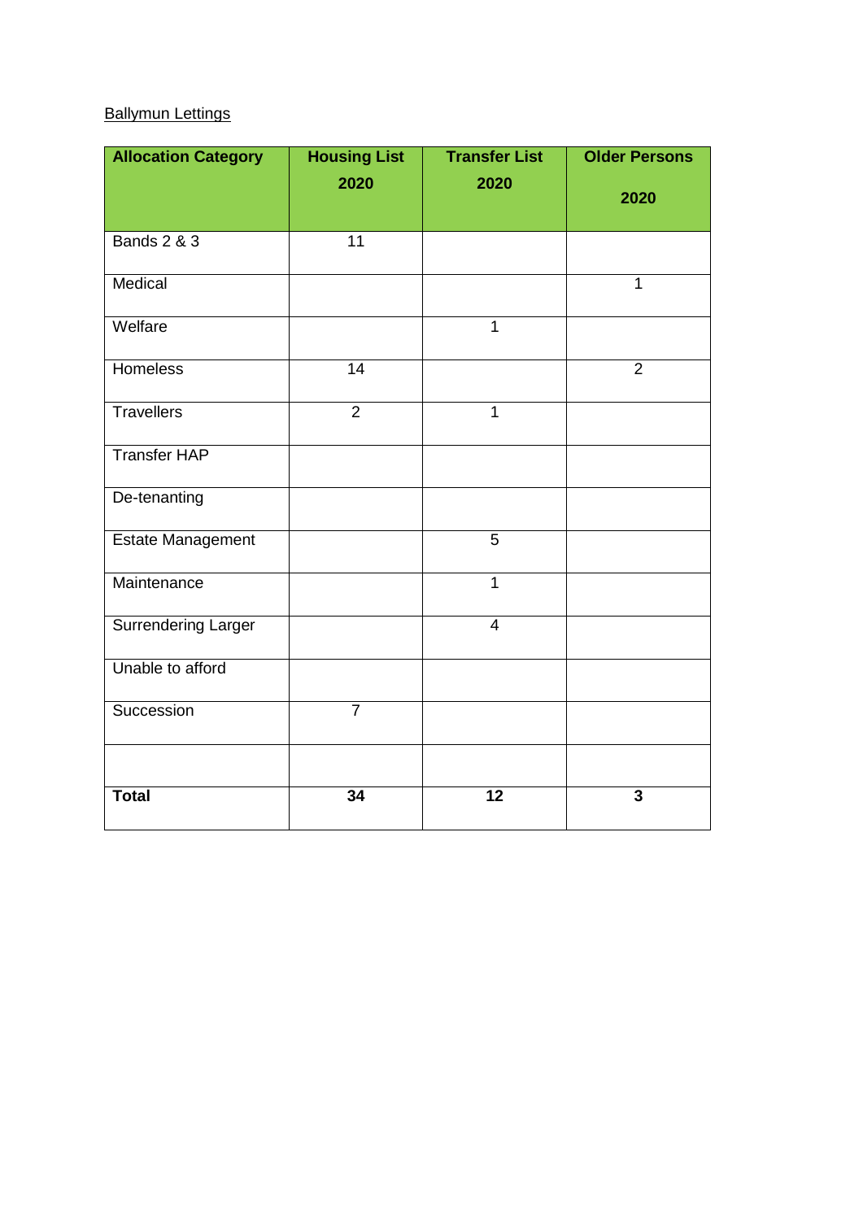Ballymun Lettings

| Allocation Category | Housing List 2020 | Transfer List 2020 | Older Persons 2020 |
|---|---|---|---|
| Bands 2 & 3 | 11 | | |
| Medical | | | 1 |
| Welfare | | 1 | |
| Homeless | 14 | | 2 |
| Travellers | 2 | 1 | |
| Transfer HAP | | | |
| De-tenanting | | | |
| Estate Management | | 5 | |
| Maintenance | | 1 | |
| Surrendering Larger | | 4 | |
| Unable to afford | | | |
| Succession | 7 | | |
| | | | |
| **Total** | **34** | **12** | **3** |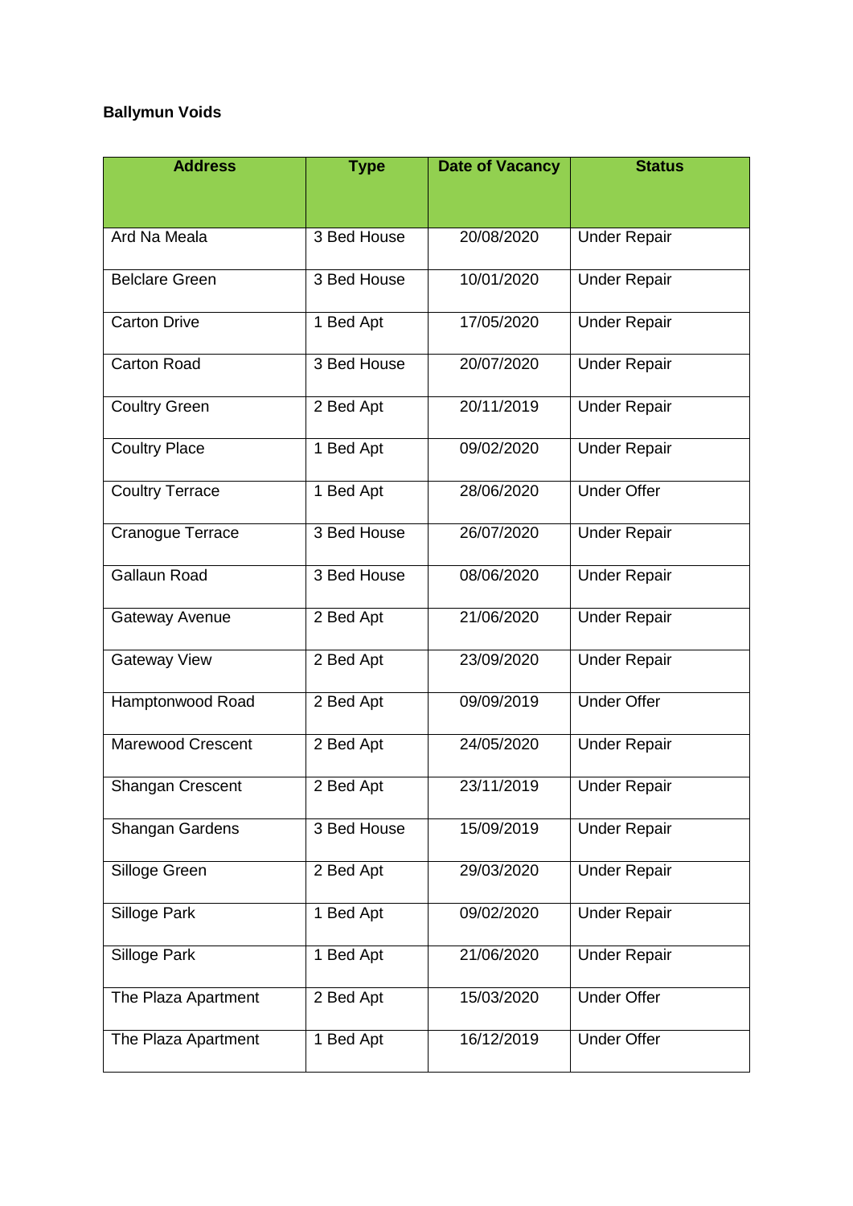**Ballymun Voids**

| Address | Type | Date of Vacancy | Status |
|---|---|---|---|
| Ard Na Meala | 3 Bed House | 20/08/2020 | Under Repair |
| Belclare Green | 3 Bed House | 10/01/2020 | Under Repair |
| Carton Drive | 1 Bed Apt | 17/05/2020 | Under Repair |
| Carton Road | 3 Bed House | 20/07/2020 | Under Repair |
| Coultry Green | 2 Bed Apt | 20/11/2019 | Under Repair |
| Coultry Place | 1 Bed Apt | 09/02/2020 | Under Repair |
| Coultry Terrace | 1 Bed Apt | 28/06/2020 | Under Offer |
| Cranogue Terrace | 3 Bed House | 26/07/2020 | Under Repair |
| Gallaun Road | 3 Bed House | 08/06/2020 | Under Repair |
| Gateway Avenue | 2 Bed Apt | 21/06/2020 | Under Repair |
| Gateway View | 2 Bed Apt | 23/09/2020 | Under Repair |
| Hamptonwood Road | 2 Bed Apt | 09/09/2019 | Under Offer |
| Marewood Crescent | 2 Bed Apt | 24/05/2020 | Under Repair |
| Shangan Crescent | 2 Bed Apt | 23/11/2019 | Under Repair |
| Shangan Gardens | 3 Bed House | 15/09/2019 | Under Repair |
| Silloge Green | 2 Bed Apt | 29/03/2020 | Under Repair |
| Silloge Park | 1 Bed Apt | 09/02/2020 | Under Repair |
| Silloge Park | 1 Bed Apt | 21/06/2020 | Under Repair |
| The Plaza Apartment | 2 Bed Apt | 15/03/2020 | Under Offer |
| The Plaza Apartment | 1 Bed Apt | 16/12/2019 | Under Offer |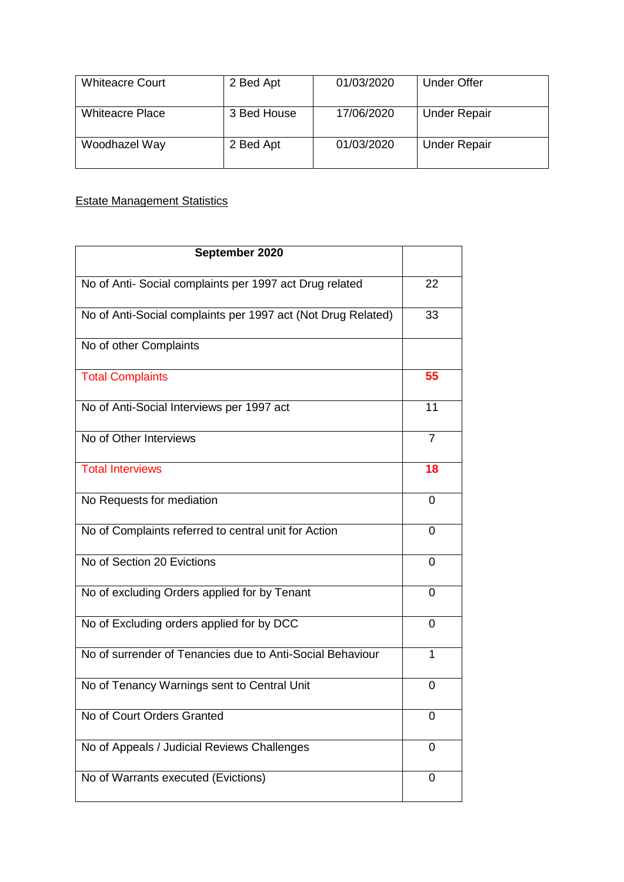| Whiteacre Court | 2 Bed Apt | 01/03/2020 | Under Offer |
|---|---|---|---|
| Whiteacre Place | 3 Bed House | 17/06/2020 | Under Repair |
| Woodhazel Way | 2 Bed Apt | 01/03/2020 | Under Repair |

Estate Management Statistics

| **September 2020** | |
|---|---|
| No of Anti- Social complaints per 1997 act Drug related | 22 |
| No of Anti-Social complaints per 1997 act (Not Drug Related) | 33 |
| No of other Complaints | |
| Total Complaints | **55** |
| No of Anti-Social Interviews per 1997 act | 11 |
| No of Other Interviews | 7 |
| Total Interviews | **18** |
| No Requests for mediation | 0 |
| No of Complaints referred to central unit for Action | 0 |
| No of Section 20 Evictions | 0 |
| No of excluding Orders applied for by Tenant | 0 |
| No of Excluding orders applied for by DCC | 0 |
| No of surrender of Tenancies due to Anti-Social Behaviour | 1 |
| No of Tenancy Warnings sent to Central Unit | 0 |
| No of Court Orders Granted | 0 |
| No of Appeals / Judicial Reviews Challenges | 0 |
| No of Warrants executed (Evictions) | 0 |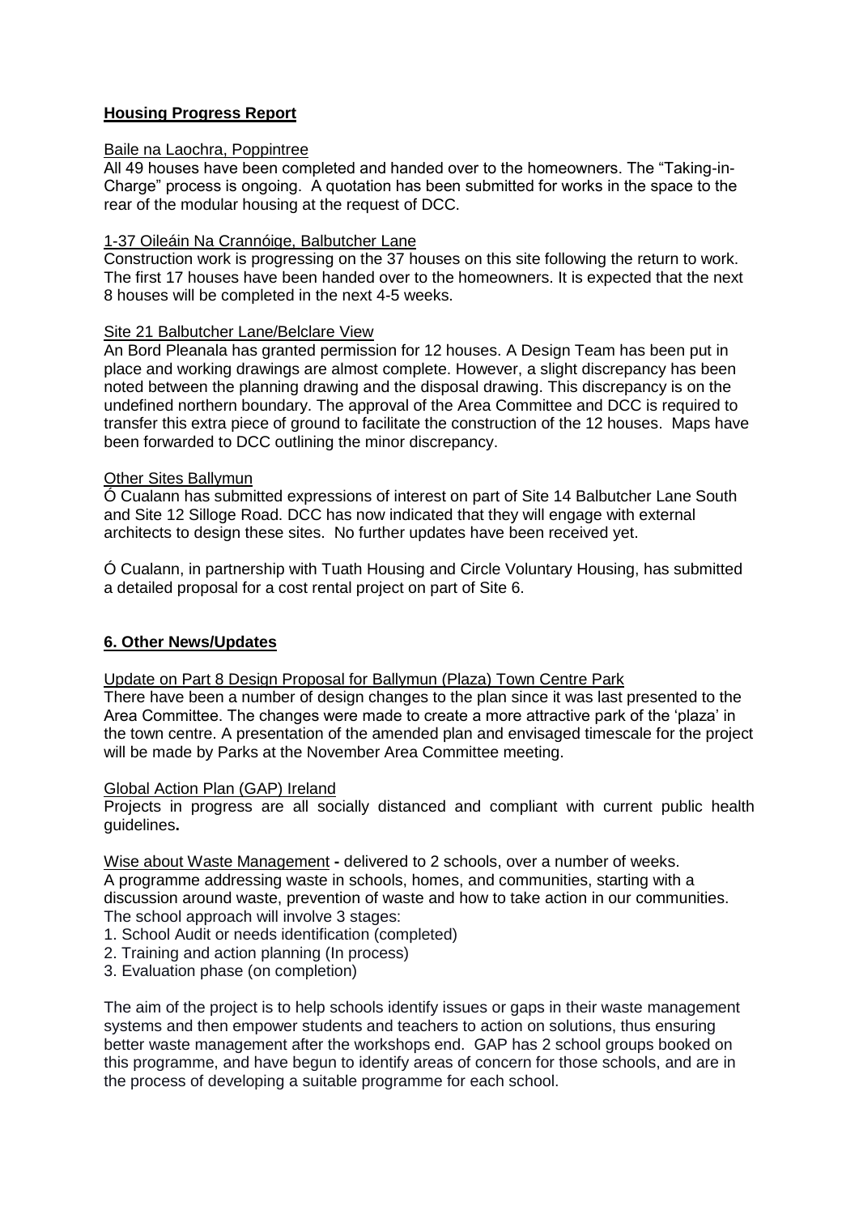## **Housing Progress Report**

Baile na Laochra, Poppintree

All 49 houses have been completed and handed over to the homeowners. The "Taking-in-Charge" process is ongoing. A quotation has been submitted for works in the space to the rear of the modular housing at the request of DCC.

1-37 Oileáin Na Crannóige, Balbutcher Lane

Construction work is progressing on the 37 houses on this site following the return to work. The first 17 houses have been handed over to the homeowners. It is expected that the next 8 houses will be completed in the next 4-5 weeks.

Site 21 Balbutcher Lane/Belclare View

An Bord Pleanala has granted permission for 12 houses. A Design Team has been put in place and working drawings are almost complete. However, a slight discrepancy has been noted between the planning drawing and the disposal drawing. This discrepancy is on the undefined northern boundary. The approval of the Area Committee and DCC is required to transfer this extra piece of ground to facilitate the construction of the 12 houses. Maps have been forwarded to DCC outlining the minor discrepancy.

Other Sites Ballymun

Ó Cualann has submitted expressions of interest on part of Site 14 Balbutcher Lane South and Site 12 Silloge Road. DCC has now indicated that they will engage with external architects to design these sites. No further updates have been received yet.

Ó Cualann, in partnership with Tuath Housing and Circle Voluntary Housing, has submitted a detailed proposal for a cost rental project on part of Site 6.

## **6. Other News/Updates**

Update on Part 8 Design Proposal for Ballymun (Plaza) Town Centre Park

There have been a number of design changes to the plan since it was last presented to the Area Committee. The changes were made to create a more attractive park of the 'plaza' in the town centre. A presentation of the amended plan and envisaged timescale for the project will be made by Parks at the November Area Committee meeting.

Global Action Plan (GAP) Ireland

Projects in progress are all socially distanced and compliant with current public health guidelines**.**

Wise about Waste Management **-** delivered to 2 schools, over a number of weeks.
A programme addressing waste in schools, homes, and communities, starting with a discussion around waste, prevention of waste and how to take action in our communities.
The school approach will involve 3 stages:

1. School Audit or needs identification (completed)
2. Training and action planning (In process)
3. Evaluation phase (on completion)

The aim of the project is to help schools identify issues or gaps in their waste management systems and then empower students and teachers to action on solutions, thus ensuring better waste management after the workshops end. GAP has 2 school groups booked on this programme, and have begun to identify areas of concern for those schools, and are in the process of developing a suitable programme for each school.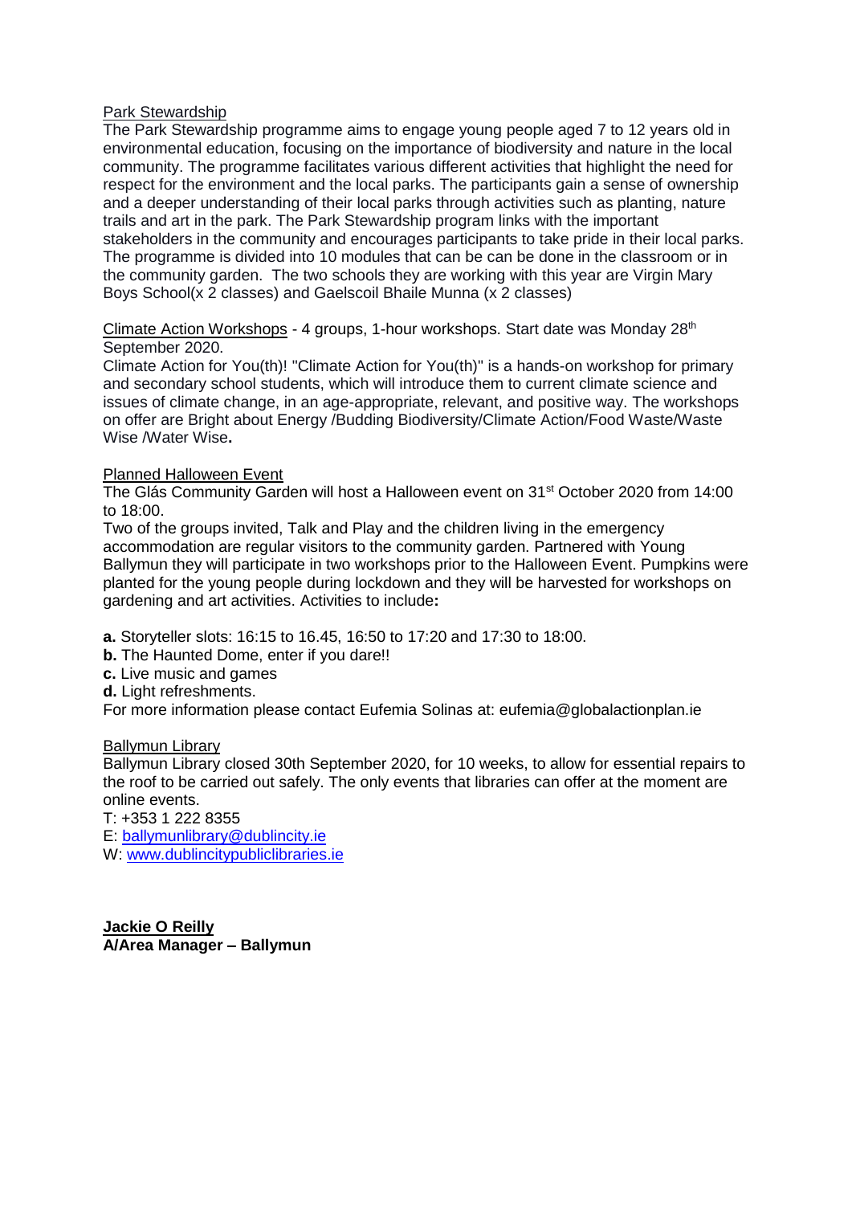Park Stewardship

The Park Stewardship programme aims to engage young people aged 7 to 12 years old in environmental education, focusing on the importance of biodiversity and nature in the local community. The programme facilitates various different activities that highlight the need for respect for the environment and the local parks. The participants gain a sense of ownership and a deeper understanding of their local parks through activities such as planting, nature trails and art in the park. The Park Stewardship program links with the important stakeholders in the community and encourages participants to take pride in their local parks. The programme is divided into 10 modules that can be can be done in the classroom or in the community garden. The two schools they are working with this year are Virgin Mary Boys School(x 2 classes) and Gaelscoil Bhaile Munna (x 2 classes)

Climate Action Workshops - 4 groups, 1-hour workshops. Start date was Monday 28th September 2020.

Climate Action for You(th)! "Climate Action for You(th)" is a hands-on workshop for primary and secondary school students, which will introduce them to current climate science and issues of climate change, in an age-appropriate, relevant, and positive way. The workshops on offer are Bright about Energy /Budding Biodiversity/Climate Action/Food Waste/Waste Wise /Water Wise**.**

Planned Halloween Event

The Glás Community Garden will host a Halloween event on 31st October 2020 from 14:00 to 18:00.

Two of the groups invited, Talk and Play and the children living in the emergency accommodation are regular visitors to the community garden. Partnered with Young Ballymun they will participate in two workshops prior to the Halloween Event. Pumpkins were planted for the young people during lockdown and they will be harvested for workshops on gardening and art activities. Activities to include**:**

**a.** Storyteller slots: 16:15 to 16.45, 16:50 to 17:20 and 17:30 to 18:00.
**b.** The Haunted Dome, enter if you dare!!
**c.** Live music and games
**d.** Light refreshments.

For more information please contact Eufemia Solinas at: eufemia@globalactionplan.ie

Ballymun Library

Ballymun Library closed 30th September 2020, for 10 weeks, to allow for essential repairs to the roof to be carried out safely. The only events that libraries can offer at the moment are online events.

T: +353 1 222 8355
E: ballymunlibrary@dublincity.ie
W: www.dublincitypubliclibraries.ie

**Jackie O Reilly**
**A/Area Manager – Ballymun**